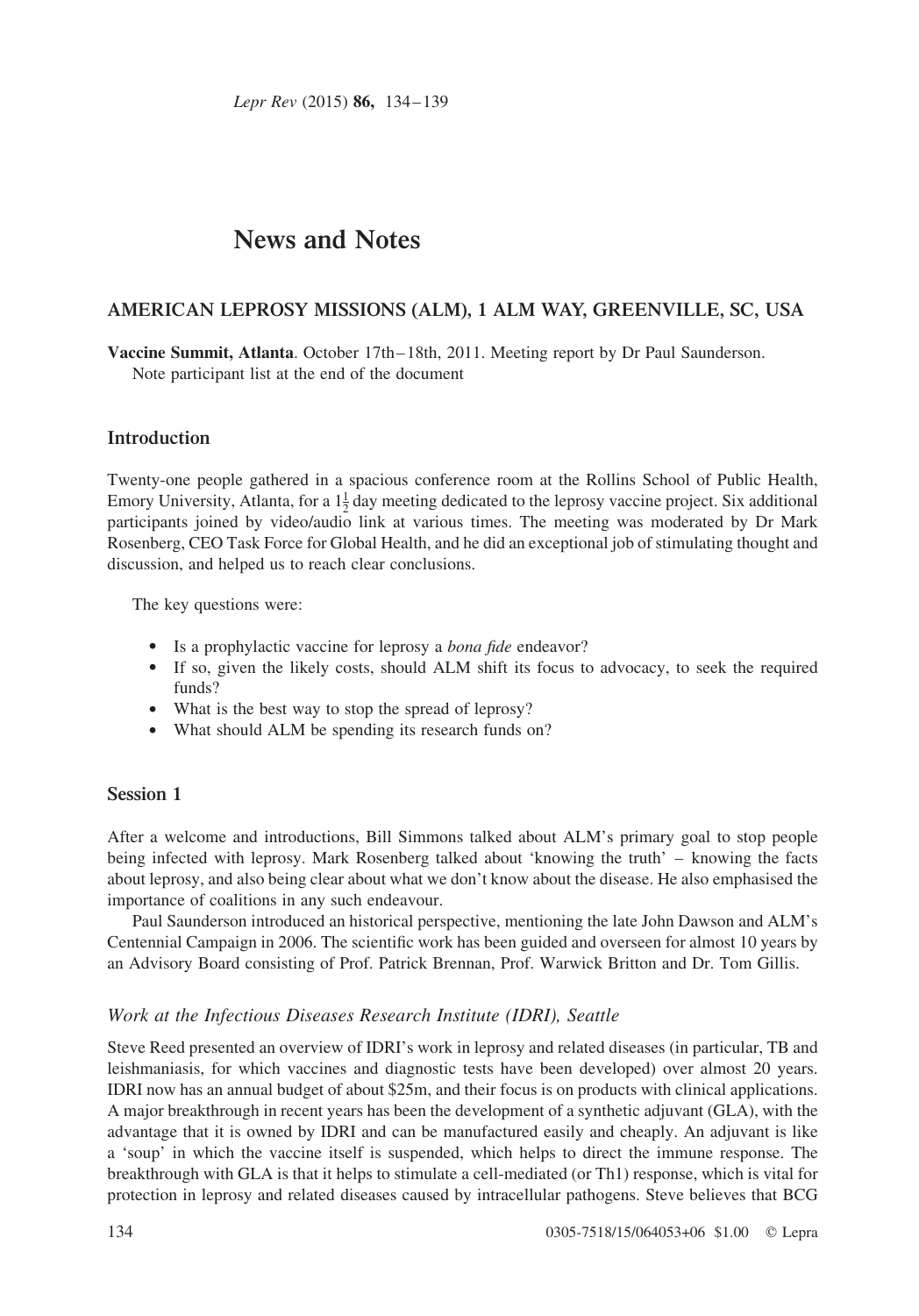# News and Notes

## AMERICAN LEPROSY MISSIONS (ALM), 1 ALM WAY, GREENVILLE, SC, USA

**Vaccine Summit, Atlanta**. October 17th–18th, 2011. Meeting report by Dr Paul Saunderson.
Note participant list at the end of the document

### Introduction

Twenty-one people gathered in a spacious conference room at the Rollins School of Public Health, Emory University, Atlanta, for a $1\frac{1}{2}$ day meeting dedicated to the leprosy vaccine project. Six additional participants joined by video/audio link at various times. The meeting was moderated by Dr Mark Rosenberg, CEO Task Force for Global Health, and he did an exceptional job of stimulating thought and discussion, and helped us to reach clear conclusions.

The key questions were:

- Is a prophylactic vaccine for leprosy a *bona fide* endeavor?
- If so, given the likely costs, should ALM shift its focus to advocacy, to seek the required funds?
- What is the best way to stop the spread of leprosy?
- What should ALM be spending its research funds on?

### Session 1

After a welcome and introductions, Bill Simmons talked about ALM's primary goal to stop people being infected with leprosy. Mark Rosenberg talked about 'knowing the truth' – knowing the facts about leprosy, and also being clear about what we don't know about the disease. He also emphasised the importance of coalitions in any such endeavour.

Paul Saunderson introduced an historical perspective, mentioning the late John Dawson and ALM's Centennial Campaign in 2006. The scientific work has been guided and overseen for almost 10 years by an Advisory Board consisting of Prof. Patrick Brennan, Prof. Warwick Britton and Dr. Tom Gillis.

#### *Work at the Infectious Diseases Research Institute (IDRI), Seattle*

Steve Reed presented an overview of IDRI's work in leprosy and related diseases (in particular, TB and leishmaniasis, for which vaccines and diagnostic tests have been developed) over almost 20 years. IDRI now has an annual budget of about $25m, and their focus is on products with clinical applications. A major breakthrough in recent years has been the development of a synthetic adjuvant (GLA), with the advantage that it is owned by IDRI and can be manufactured easily and cheaply. An adjuvant is like a 'soup' in which the vaccine itself is suspended, which helps to direct the immune response. The breakthrough with GLA is that it helps to stimulate a cell-mediated (or Th1) response, which is vital for protection in leprosy and related diseases caused by intracellular pathogens. Steve believes that BCG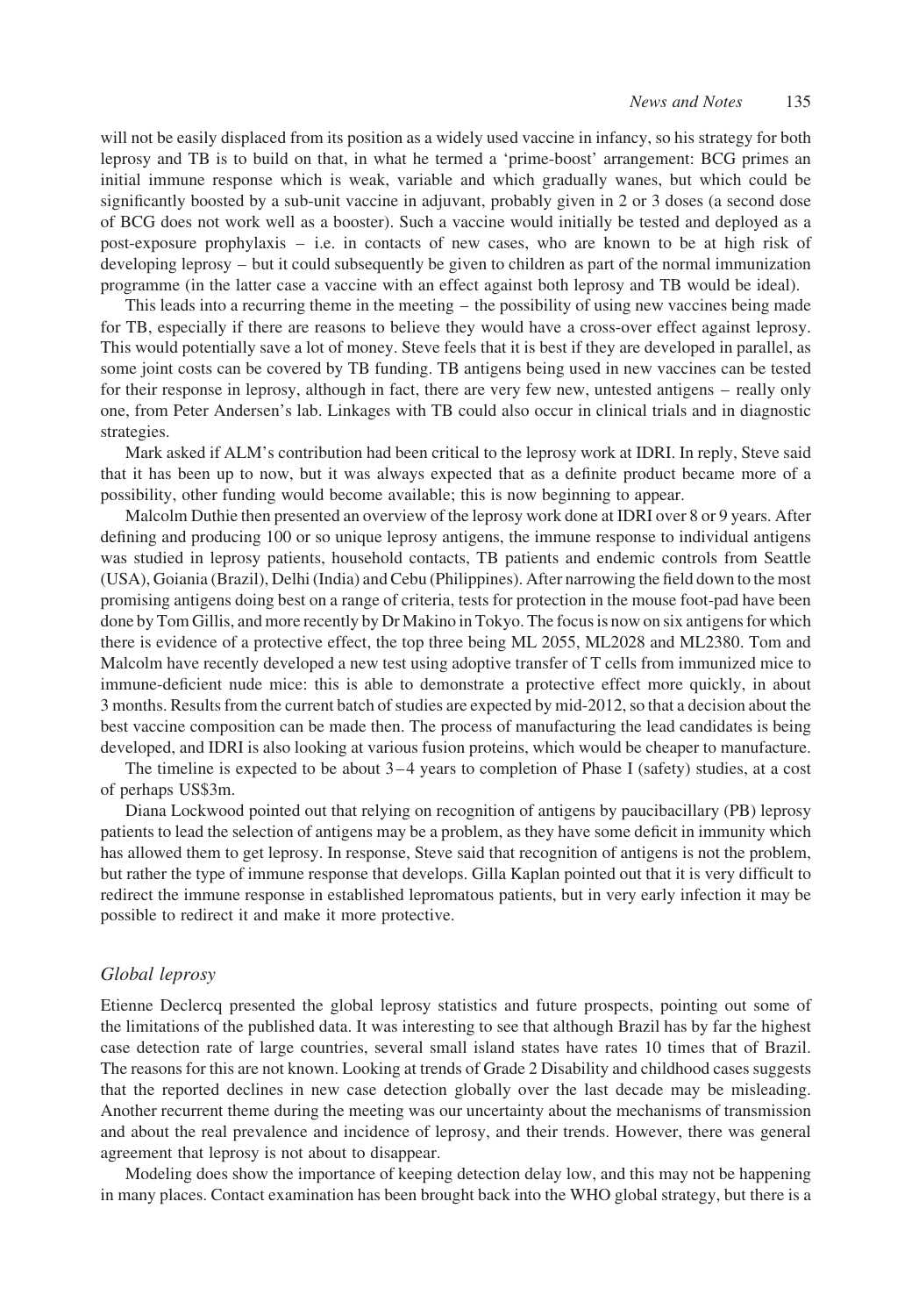will not be easily displaced from its position as a widely used vaccine in infancy, so his strategy for both leprosy and TB is to build on that, in what he termed a 'prime-boost' arrangement: BCG primes an initial immune response which is weak, variable and which gradually wanes, but which could be significantly boosted by a sub-unit vaccine in adjuvant, probably given in 2 or 3 doses (a second dose of BCG does not work well as a booster). Such a vaccine would initially be tested and deployed as a post-exposure prophylaxis – i.e. in contacts of new cases, who are known to be at high risk of developing leprosy – but it could subsequently be given to children as part of the normal immunization programme (in the latter case a vaccine with an effect against both leprosy and TB would be ideal).

This leads into a recurring theme in the meeting – the possibility of using new vaccines being made for TB, especially if there are reasons to believe they would have a cross-over effect against leprosy. This would potentially save a lot of money. Steve feels that it is best if they are developed in parallel, as some joint costs can be covered by TB funding. TB antigens being used in new vaccines can be tested for their response in leprosy, although in fact, there are very few new, untested antigens – really only one, from Peter Andersen's lab. Linkages with TB could also occur in clinical trials and in diagnostic strategies.

Mark asked if ALM's contribution had been critical to the leprosy work at IDRI. In reply, Steve said that it has been up to now, but it was always expected that as a definite product became more of a possibility, other funding would become available; this is now beginning to appear.

Malcolm Duthie then presented an overview of the leprosy work done at IDRI over 8 or 9 years. After defining and producing 100 or so unique leprosy antigens, the immune response to individual antigens was studied in leprosy patients, household contacts, TB patients and endemic controls from Seattle (USA), Goiania (Brazil), Delhi (India) and Cebu (Philippines). After narrowing the field down to the most promising antigens doing best on a range of criteria, tests for protection in the mouse foot-pad have been done by Tom Gillis, and more recently by Dr Makino in Tokyo. The focus is now on six antigens for which there is evidence of a protective effect, the top three being ML 2055, ML2028 and ML2380. Tom and Malcolm have recently developed a new test using adoptive transfer of T cells from immunized mice to immune-deficient nude mice: this is able to demonstrate a protective effect more quickly, in about 3 months. Results from the current batch of studies are expected by mid-2012, so that a decision about the best vaccine composition can be made then. The process of manufacturing the lead candidates is being developed, and IDRI is also looking at various fusion proteins, which would be cheaper to manufacture.

The timeline is expected to be about 3–4 years to completion of Phase I (safety) studies, at a cost of perhaps US$3m.

Diana Lockwood pointed out that relying on recognition of antigens by paucibacillary (PB) leprosy patients to lead the selection of antigens may be a problem, as they have some deficit in immunity which has allowed them to get leprosy. In response, Steve said that recognition of antigens is not the problem, but rather the type of immune response that develops. Gilla Kaplan pointed out that it is very difficult to redirect the immune response in established lepromatous patients, but in very early infection it may be possible to redirect it and make it more protective.

## *Global leprosy*

Etienne Declercq presented the global leprosy statistics and future prospects, pointing out some of the limitations of the published data. It was interesting to see that although Brazil has by far the highest case detection rate of large countries, several small island states have rates 10 times that of Brazil. The reasons for this are not known. Looking at trends of Grade 2 Disability and childhood cases suggests that the reported declines in new case detection globally over the last decade may be misleading. Another recurrent theme during the meeting was our uncertainty about the mechanisms of transmission and about the real prevalence and incidence of leprosy, and their trends. However, there was general agreement that leprosy is not about to disappear.

Modeling does show the importance of keeping detection delay low, and this may not be happening in many places. Contact examination has been brought back into the WHO global strategy, but there is a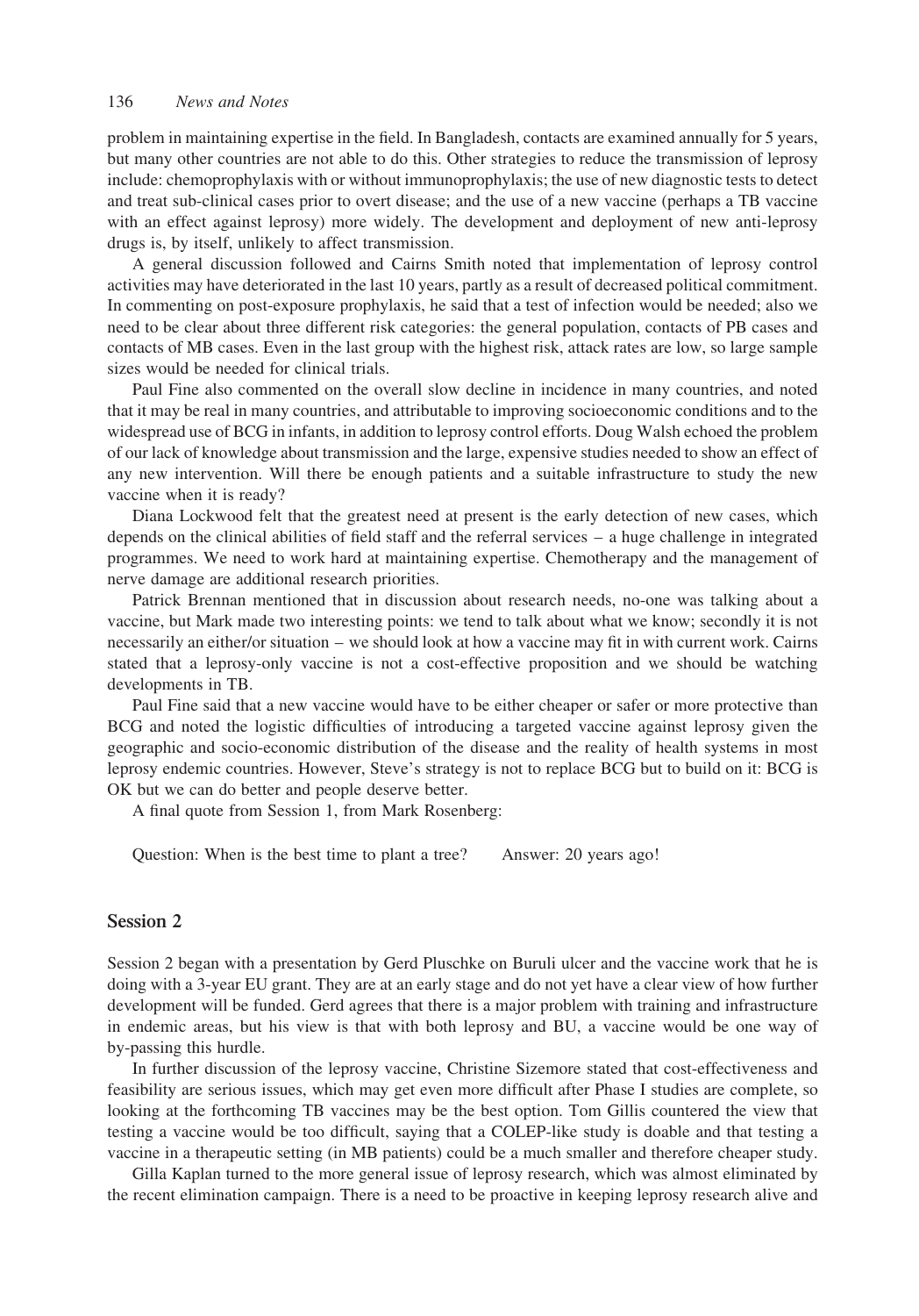problem in maintaining expertise in the field. In Bangladesh, contacts are examined annually for 5 years, but many other countries are not able to do this. Other strategies to reduce the transmission of leprosy include: chemoprophylaxis with or without immunoprophylaxis; the use of new diagnostic tests to detect and treat sub-clinical cases prior to overt disease; and the use of a new vaccine (perhaps a TB vaccine with an effect against leprosy) more widely. The development and deployment of new anti-leprosy drugs is, by itself, unlikely to affect transmission.

A general discussion followed and Cairns Smith noted that implementation of leprosy control activities may have deteriorated in the last 10 years, partly as a result of decreased political commitment. In commenting on post-exposure prophylaxis, he said that a test of infection would be needed; also we need to be clear about three different risk categories: the general population, contacts of PB cases and contacts of MB cases. Even in the last group with the highest risk, attack rates are low, so large sample sizes would be needed for clinical trials.

Paul Fine also commented on the overall slow decline in incidence in many countries, and noted that it may be real in many countries, and attributable to improving socioeconomic conditions and to the widespread use of BCG in infants, in addition to leprosy control efforts. Doug Walsh echoed the problem of our lack of knowledge about transmission and the large, expensive studies needed to show an effect of any new intervention. Will there be enough patients and a suitable infrastructure to study the new vaccine when it is ready?

Diana Lockwood felt that the greatest need at present is the early detection of new cases, which depends on the clinical abilities of field staff and the referral services – a huge challenge in integrated programmes. We need to work hard at maintaining expertise. Chemotherapy and the management of nerve damage are additional research priorities.

Patrick Brennan mentioned that in discussion about research needs, no-one was talking about a vaccine, but Mark made two interesting points: we tend to talk about what we know; secondly it is not necessarily an either/or situation – we should look at how a vaccine may fit in with current work. Cairns stated that a leprosy-only vaccine is not a cost-effective proposition and we should be watching developments in TB.

Paul Fine said that a new vaccine would have to be either cheaper or safer or more protective than BCG and noted the logistic difficulties of introducing a targeted vaccine against leprosy given the geographic and socio-economic distribution of the disease and the reality of health systems in most leprosy endemic countries. However, Steve's strategy is not to replace BCG but to build on it: BCG is OK but we can do better and people deserve better.

A final quote from Session 1, from Mark Rosenberg:

> Question: When is the best time to plant a tree? Answer: 20 years ago!

## Session 2

Session 2 began with a presentation by Gerd Pluschke on Buruli ulcer and the vaccine work that he is doing with a 3-year EU grant. They are at an early stage and do not yet have a clear view of how further development will be funded. Gerd agrees that there is a major problem with training and infrastructure in endemic areas, but his view is that with both leprosy and BU, a vaccine would be one way of by-passing this hurdle.

In further discussion of the leprosy vaccine, Christine Sizemore stated that cost-effectiveness and feasibility are serious issues, which may get even more difficult after Phase I studies are complete, so looking at the forthcoming TB vaccines may be the best option. Tom Gillis countered the view that testing a vaccine would be too difficult, saying that a COLEP-like study is doable and that testing a vaccine in a therapeutic setting (in MB patients) could be a much smaller and therefore cheaper study.

Gilla Kaplan turned to the more general issue of leprosy research, which was almost eliminated by the recent elimination campaign. There is a need to be proactive in keeping leprosy research alive and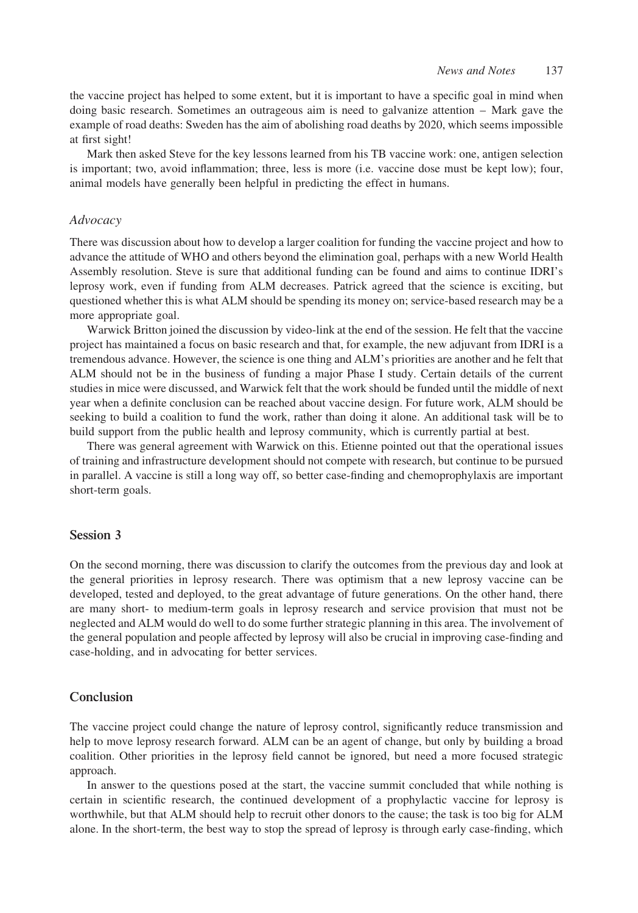the vaccine project has helped to some extent, but it is important to have a specific goal in mind when doing basic research. Sometimes an outrageous aim is need to galvanize attention – Mark gave the example of road deaths: Sweden has the aim of abolishing road deaths by 2020, which seems impossible at first sight!

Mark then asked Steve for the key lessons learned from his TB vaccine work: one, antigen selection is important; two, avoid inflammation; three, less is more (i.e. vaccine dose must be kept low); four, animal models have generally been helpful in predicting the effect in humans.

### *Advocacy*

There was discussion about how to develop a larger coalition for funding the vaccine project and how to advance the attitude of WHO and others beyond the elimination goal, perhaps with a new World Health Assembly resolution. Steve is sure that additional funding can be found and aims to continue IDRI's leprosy work, even if funding from ALM decreases. Patrick agreed that the science is exciting, but questioned whether this is what ALM should be spending its money on; service-based research may be a more appropriate goal.

Warwick Britton joined the discussion by video-link at the end of the session. He felt that the vaccine project has maintained a focus on basic research and that, for example, the new adjuvant from IDRI is a tremendous advance. However, the science is one thing and ALM's priorities are another and he felt that ALM should not be in the business of funding a major Phase I study. Certain details of the current studies in mice were discussed, and Warwick felt that the work should be funded until the middle of next year when a definite conclusion can be reached about vaccine design. For future work, ALM should be seeking to build a coalition to fund the work, rather than doing it alone. An additional task will be to build support from the public health and leprosy community, which is currently partial at best.

There was general agreement with Warwick on this. Etienne pointed out that the operational issues of training and infrastructure development should not compete with research, but continue to be pursued in parallel. A vaccine is still a long way off, so better case-finding and chemoprophylaxis are important short-term goals.

## Session 3

On the second morning, there was discussion to clarify the outcomes from the previous day and look at the general priorities in leprosy research. There was optimism that a new leprosy vaccine can be developed, tested and deployed, to the great advantage of future generations. On the other hand, there are many short- to medium-term goals in leprosy research and service provision that must not be neglected and ALM would do well to do some further strategic planning in this area. The involvement of the general population and people affected by leprosy will also be crucial in improving case-finding and case-holding, and in advocating for better services.

## Conclusion

The vaccine project could change the nature of leprosy control, significantly reduce transmission and help to move leprosy research forward. ALM can be an agent of change, but only by building a broad coalition. Other priorities in the leprosy field cannot be ignored, but need a more focused strategic approach.

In answer to the questions posed at the start, the vaccine summit concluded that while nothing is certain in scientific research, the continued development of a prophylactic vaccine for leprosy is worthwhile, but that ALM should help to recruit other donors to the cause; the task is too big for ALM alone. In the short-term, the best way to stop the spread of leprosy is through early case-finding, which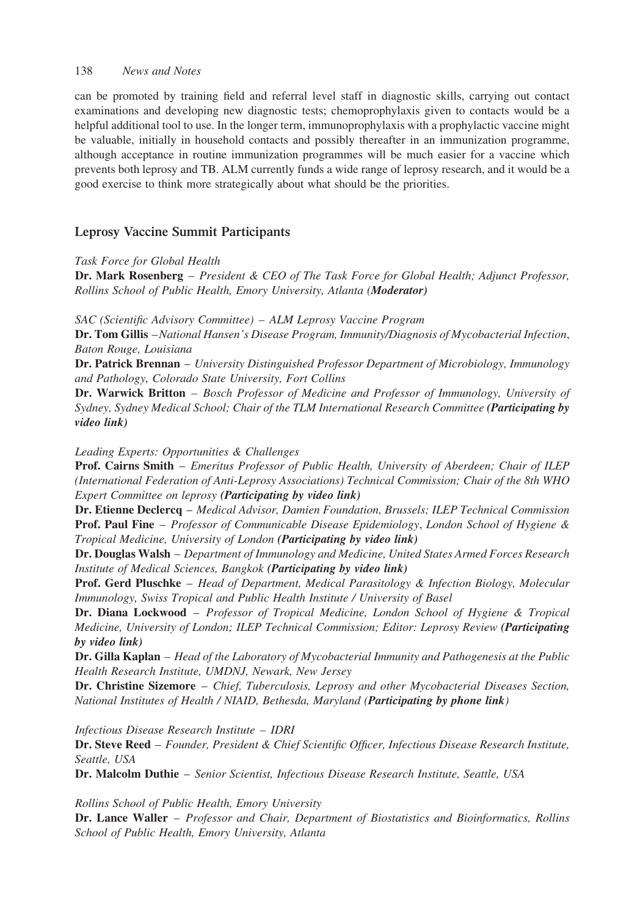can be promoted by training field and referral level staff in diagnostic skills, carrying out contact examinations and developing new diagnostic tests; chemoprophylaxis given to contacts would be a helpful additional tool to use. In the longer term, immunoprophylaxis with a prophylactic vaccine might be valuable, initially in household contacts and possibly thereafter in an immunization programme, although acceptance in routine immunization programmes will be much easier for a vaccine which prevents both leprosy and TB. ALM currently funds a wide range of leprosy research, and it would be a good exercise to think more strategically about what should be the priorities.

## Leprosy Vaccine Summit Participants

*Task Force for Global Health*

**Dr. Mark Rosenberg** – *President & CEO of The Task Force for Global Health; Adjunct Professor, Rollins School of Public Health, Emory University, Atlanta (**Moderator**)*

*SAC (Scientific Advisory Committee) – ALM Leprosy Vaccine Program*

**Dr. Tom Gillis** –*National Hansen's Disease Program, Immunity/Diagnosis of Mycobacterial Infection*, *Baton Rouge, Louisiana*

**Dr. Patrick Brennan** – *University Distinguished Professor Department of Microbiology, Immunology and Pathology, Colorado State University, Fort Collins*

**Dr. Warwick Britton** – *Bosch Professor of Medicine and Professor of Immunology, University of Sydney, Sydney Medical School; Chair of the TLM International Research Committee **(Participating by video link)***

*Leading Experts: Opportunities & Challenges*

**Prof. Cairns Smith** – *Emeritus Professor of Public Health, University of Aberdeen; Chair of ILEP (International Federation of Anti-Leprosy Associations) Technical Commission; Chair of the 8th WHO Expert Committee on leprosy **(Participating by video link)***

**Dr. Etienne Declercq** – *Medical Advisor, Damien Foundation, Brussels; ILEP Technical Commission*

**Prof. Paul Fine** – *Professor of Communicable Disease Epidemiology*, *London School of Hygiene & Tropical Medicine, University of London **(Participating by video link)***

**Dr. Douglas Walsh** – *Department of Immunology and Medicine, United States Armed Forces Research Institute of Medical Sciences, Bangkok **(Participating by video link)***

**Prof. Gerd Pluschke** – *Head of Department, Medical Parasitology & Infection Biology, Molecular Immunology, Swiss Tropical and Public Health Institute / University of Basel*

**Dr. Diana Lockwood** – *Professor of Tropical Medicine, London School of Hygiene & Tropical Medicine, University of London; ILEP Technical Commission; Editor: Leprosy Review **(Participating by video link)***

**Dr. Gilla Kaplan** – *Head of the Laboratory of Mycobacterial Immunity and Pathogenesis at the Public Health Research Institute, UMDNJ, Newark, New Jersey*

**Dr. Christine Sizemore** – *Chief, Tuberculosis, Leprosy and other Mycobacterial Diseases Section, National Institutes of Health / NIAID, Bethesda, Maryland (**Participating by phone link**)*

*Infectious Disease Research Institute – IDRI*

**Dr. Steve Reed** – *Founder, President & Chief Scientific Officer, Infectious Disease Research Institute, Seattle, USA*

**Dr. Malcolm Duthie** – *Senior Scientist, Infectious Disease Research Institute, Seattle, USA*

*Rollins School of Public Health, Emory University*

**Dr. Lance Waller** – *Professor and Chair, Department of Biostatistics and Bioinformatics, Rollins School of Public Health, Emory University, Atlanta*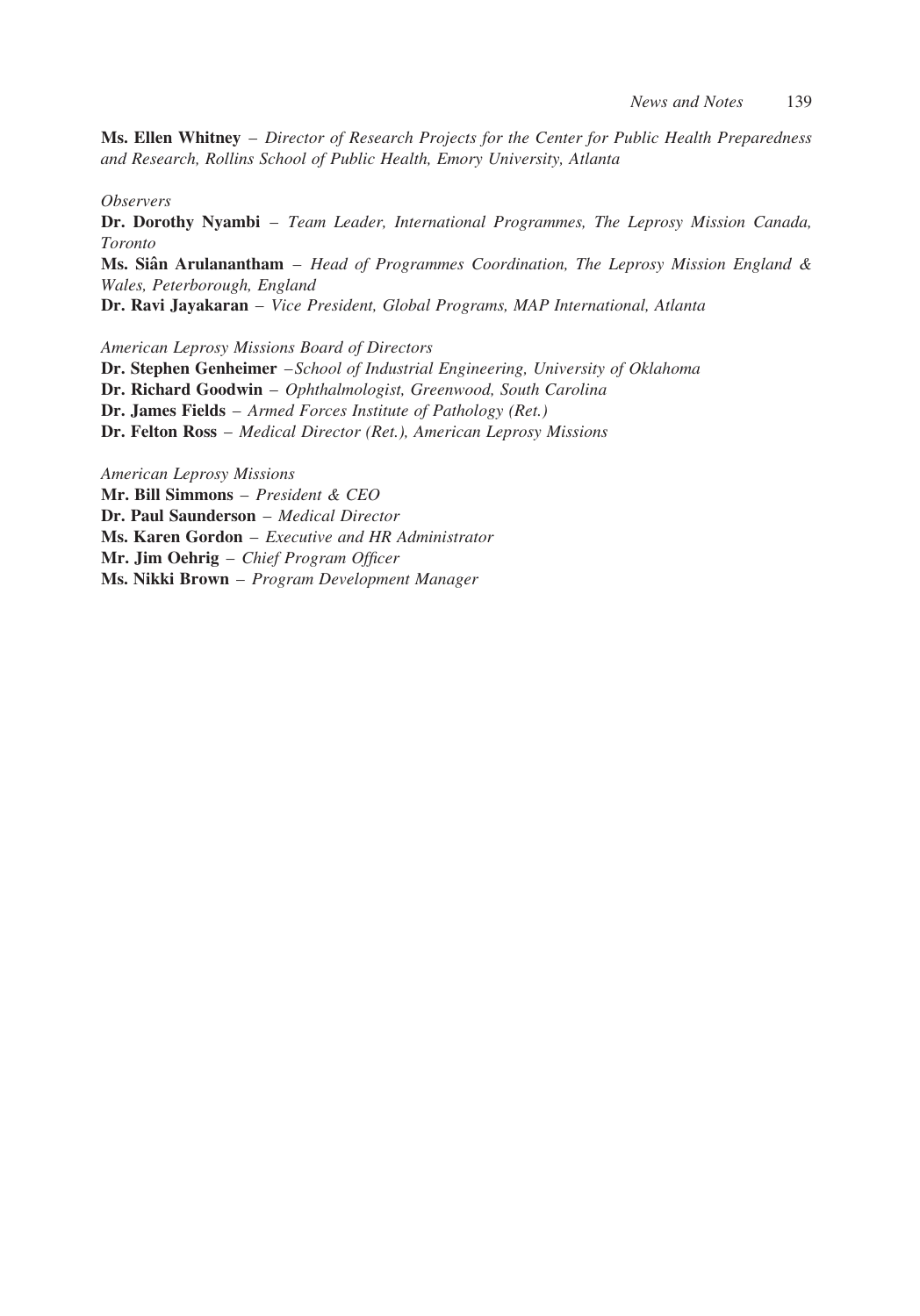**Ms. Ellen Whitney** – *Director of Research Projects for the Center for Public Health Preparedness and Research, Rollins School of Public Health, Emory University, Atlanta*

*Observers*

**Dr. Dorothy Nyambi** – *Team Leader, International Programmes, The Leprosy Mission Canada, Toronto*

**Ms. Siân Arulanantham** – *Head of Programmes Coordination, The Leprosy Mission England & Wales, Peterborough, England*

**Dr. Ravi Jayakaran** – *Vice President, Global Programs, MAP International, Atlanta*

*American Leprosy Missions Board of Directors*

**Dr. Stephen Genheimer** –*School of Industrial Engineering, University of Oklahoma*

**Dr. Richard Goodwin** – *Ophthalmologist, Greenwood, South Carolina*

**Dr. James Fields** – *Armed Forces Institute of Pathology (Ret.)*

**Dr. Felton Ross** – *Medical Director (Ret.), American Leprosy Missions*

*American Leprosy Missions*

**Mr. Bill Simmons** – *President & CEO*

**Dr. Paul Saunderson** – *Medical Director*

**Ms. Karen Gordon** – *Executive and HR Administrator*

**Mr. Jim Oehrig** – *Chief Program Officer*

**Ms. Nikki Brown** – *Program Development Manager*